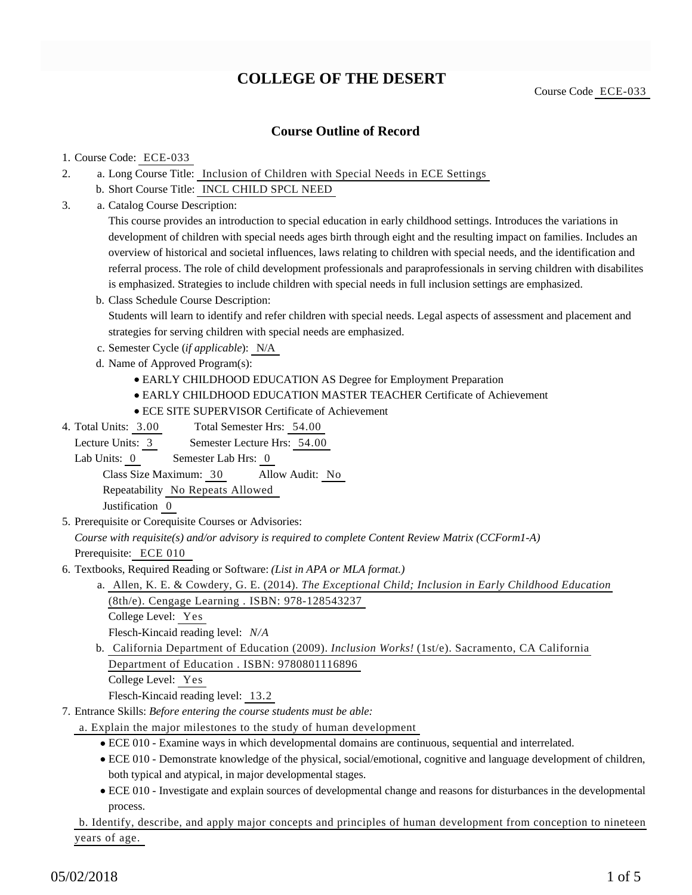# COLLEGE OF THE DESERT

Course Code ECE-033

## Course Outline of Record

1. Course Code: ECE-033
2. a. Long Course Title: Inclusion of Children with Special Needs in ECE Settings
   b. Short Course Title: INCL CHILD SPCL NEED
3. a. Catalog Course Description:
   This course provides an introduction to special education in early childhood settings. Introduces the variations in development of children with special needs ages birth through eight and the resulting impact on families. Includes an overview of historical and societal influences, laws relating to children with special needs, and the identification and referral process. The role of child development professionals and paraprofessionals in serving children with disabilites is emphasized. Strategies to include children with special needs in full inclusion settings are emphasized.
   b. Class Schedule Course Description:
   Students will learn to identify and refer children with special needs. Legal aspects of assessment and placement and strategies for serving children with special needs are emphasized.
   c. Semester Cycle (*if applicable*): N/A
   d. Name of Approved Program(s):
      - EARLY CHILDHOOD EDUCATION AS Degree for Employment Preparation
      - EARLY CHILDHOOD EDUCATION MASTER TEACHER Certificate of Achievement
      - ECE SITE SUPERVISOR Certificate of Achievement
4. Total Units: 3.00 Total Semester Hrs: 54.00
   Lecture Units: 3 Semester Lecture Hrs: 54.00
   Lab Units: 0 Semester Lab Hrs: 0
   Class Size Maximum: 30 Allow Audit: No
   Repeatability No Repeats Allowed
   Justification 0
5. Prerequisite or Corequisite Courses or Advisories:
   *Course with requisite(s) and/or advisory is required to complete Content Review Matrix (CCForm1-A)*
   Prerequisite: ECE 010
6. Textbooks, Required Reading or Software: *(List in APA or MLA format.)*
   a. Allen, K. E. & Cowdery, G. E. (2014). *The Exceptional Child; Inclusion in Early Childhood Education* (8th/e). Cengage Learning . ISBN: 978-128543237
      College Level: Yes
      Flesch-Kincaid reading level: *N/A*
   b. California Department of Education (2009). *Inclusion Works!* (1st/e). Sacramento, CA California Department of Education . ISBN: 9780801116896
      College Level: Yes
      Flesch-Kincaid reading level: 13.2
7. Entrance Skills: *Before entering the course students must be able:*
   a. Explain the major milestones to the study of human development
      - ECE 010 - Examine ways in which developmental domains are continuous, sequential and interrelated.
      - ECE 010 - Demonstrate knowledge of the physical, social/emotional, cognitive and language development of children, both typical and atypical, in major developmental stages.
      - ECE 010 - Investigate and explain sources of developmental change and reasons for disturbances in the developmental process.
   b. Identify, describe, and apply major concepts and principles of human development from conception to nineteen years of age.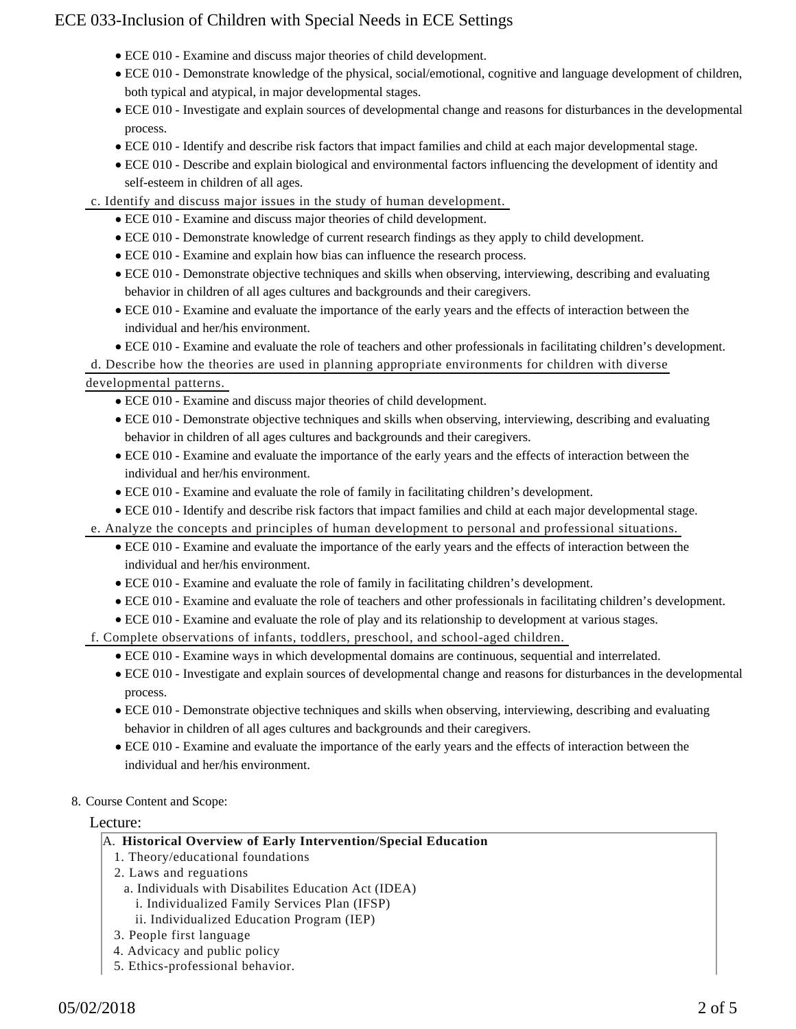- ECE 010 - Examine and discuss major theories of child development.
- ECE 010 - Demonstrate knowledge of the physical, social/emotional, cognitive and language development of children, both typical and atypical, in major developmental stages.
- ECE 010 - Investigate and explain sources of developmental change and reasons for disturbances in the developmental process.
- ECE 010 - Identify and describe risk factors that impact families and child at each major developmental stage.
- ECE 010 - Describe and explain biological and environmental factors influencing the development of identity and self-esteem in children of all ages.

c. Identify and discuss major issues in the study of human development.

- ECE 010 - Examine and discuss major theories of child development.
- ECE 010 - Demonstrate knowledge of current research findings as they apply to child development.
- ECE 010 - Examine and explain how bias can influence the research process.
- ECE 010 - Demonstrate objective techniques and skills when observing, interviewing, describing and evaluating behavior in children of all ages cultures and backgrounds and their caregivers.
- ECE 010 - Examine and evaluate the importance of the early years and the effects of interaction between the individual and her/his environment.
- ECE 010 - Examine and evaluate the role of teachers and other professionals in facilitating children's development.

d. Describe how the theories are used in planning appropriate environments for children with diverse developmental patterns.

- ECE 010 - Examine and discuss major theories of child development.
- ECE 010 - Demonstrate objective techniques and skills when observing, interviewing, describing and evaluating behavior in children of all ages cultures and backgrounds and their caregivers.
- ECE 010 - Examine and evaluate the importance of the early years and the effects of interaction between the individual and her/his environment.
- ECE 010 - Examine and evaluate the role of family in facilitating children's development.
- ECE 010 - Identify and describe risk factors that impact families and child at each major developmental stage.

e. Analyze the concepts and principles of human development to personal and professional situations.

- ECE 010 - Examine and evaluate the importance of the early years and the effects of interaction between the individual and her/his environment.
- ECE 010 - Examine and evaluate the role of family in facilitating children's development.
- ECE 010 - Examine and evaluate the role of teachers and other professionals in facilitating children's development.
- ECE 010 - Examine and evaluate the role of play and its relationship to development at various stages.

f. Complete observations of infants, toddlers, preschool, and school-aged children.

- ECE 010 - Examine ways in which developmental domains are continuous, sequential and interrelated.
- ECE 010 - Investigate and explain sources of developmental change and reasons for disturbances in the developmental process.
- ECE 010 - Demonstrate objective techniques and skills when observing, interviewing, describing and evaluating behavior in children of all ages cultures and backgrounds and their caregivers.
- ECE 010 - Examine and evaluate the importance of the early years and the effects of interaction between the individual and her/his environment.

8. Course Content and Scope:

Lecture:

A. **Historical Overview of Early Intervention/Special Education**
   1. Theory/educational foundations
   2. Laws and reguations
      a. Individuals with Disabilites Education Act (IDEA)
         i. Individualized Family Services Plan (IFSP)
         ii. Individualized Education Program (IEP)
   3. People first language
   4. Advicacy and public policy
   5. Ethics-professional behavior.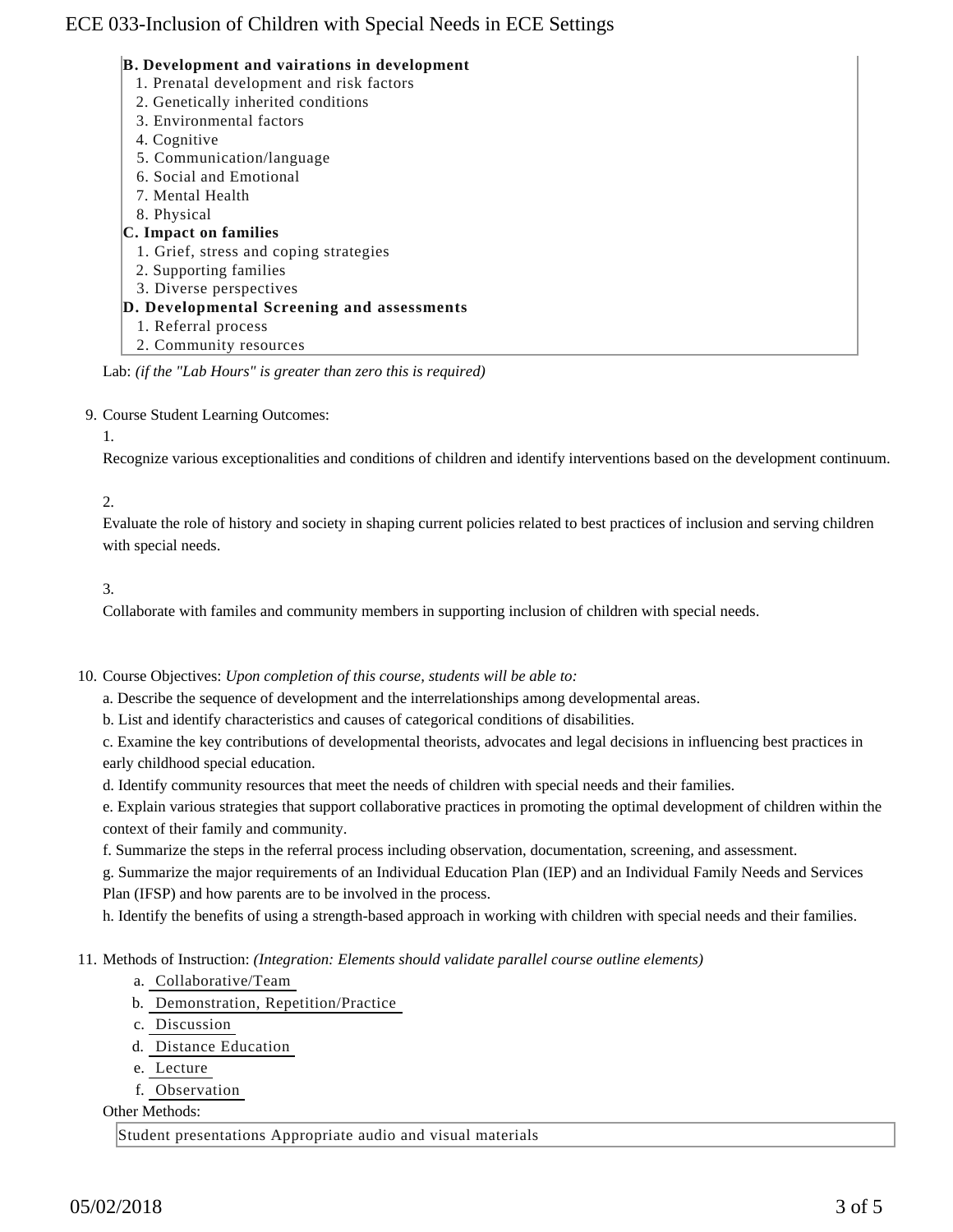**B. Development and vairations in development**

1. Prenatal development and risk factors
2. Genetically inherited conditions
3. Environmental factors
4. Cognitive
5. Communication/language
6. Social and Emotional
7. Mental Health
8. Physical

**C. Impact on families**

1. Grief, stress and coping strategies
2. Supporting families
3. Diverse perspectives

**D. Developmental Screening and assessments**

1. Referral process
2. Community resources

Lab: *(if the "Lab Hours" is greater than zero this is required)*

9. Course Student Learning Outcomes:

   1.

   Recognize various exceptionalities and conditions of children and identify interventions based on the development continuum.

   2.

   Evaluate the role of history and society in shaping current policies related to best practices of inclusion and serving children with special needs.

   3.

   Collaborate with familes and community members in supporting inclusion of children with special needs.

10. Course Objectives: *Upon completion of this course, students will be able to:*

    a. Describe the sequence of development and the interrelationships among developmental areas.

    b. List and identify characteristics and causes of categorical conditions of disabilities.

    c. Examine the key contributions of developmental theorists, advocates and legal decisions in influencing best practices in early childhood special education.

    d. Identify community resources that meet the needs of children with special needs and their families.

    e. Explain various strategies that support collaborative practices in promoting the optimal development of children within the context of their family and community.

    f. Summarize the steps in the referral process including observation, documentation, screening, and assessment.

    g. Summarize the major requirements of an Individual Education Plan (IEP) and an Individual Family Needs and Services Plan (IFSP) and how parents are to be involved in the process.

    h. Identify the benefits of using a strength-based approach in working with children with special needs and their families.

11. Methods of Instruction: *(Integration: Elements should validate parallel course outline elements)*

    a. Collaborative/Team
    b. Demonstration, Repetition/Practice
    c. Discussion
    d. Distance Education
    e. Lecture
    f. Observation

    Other Methods:

    Student presentations Appropriate audio and visual materials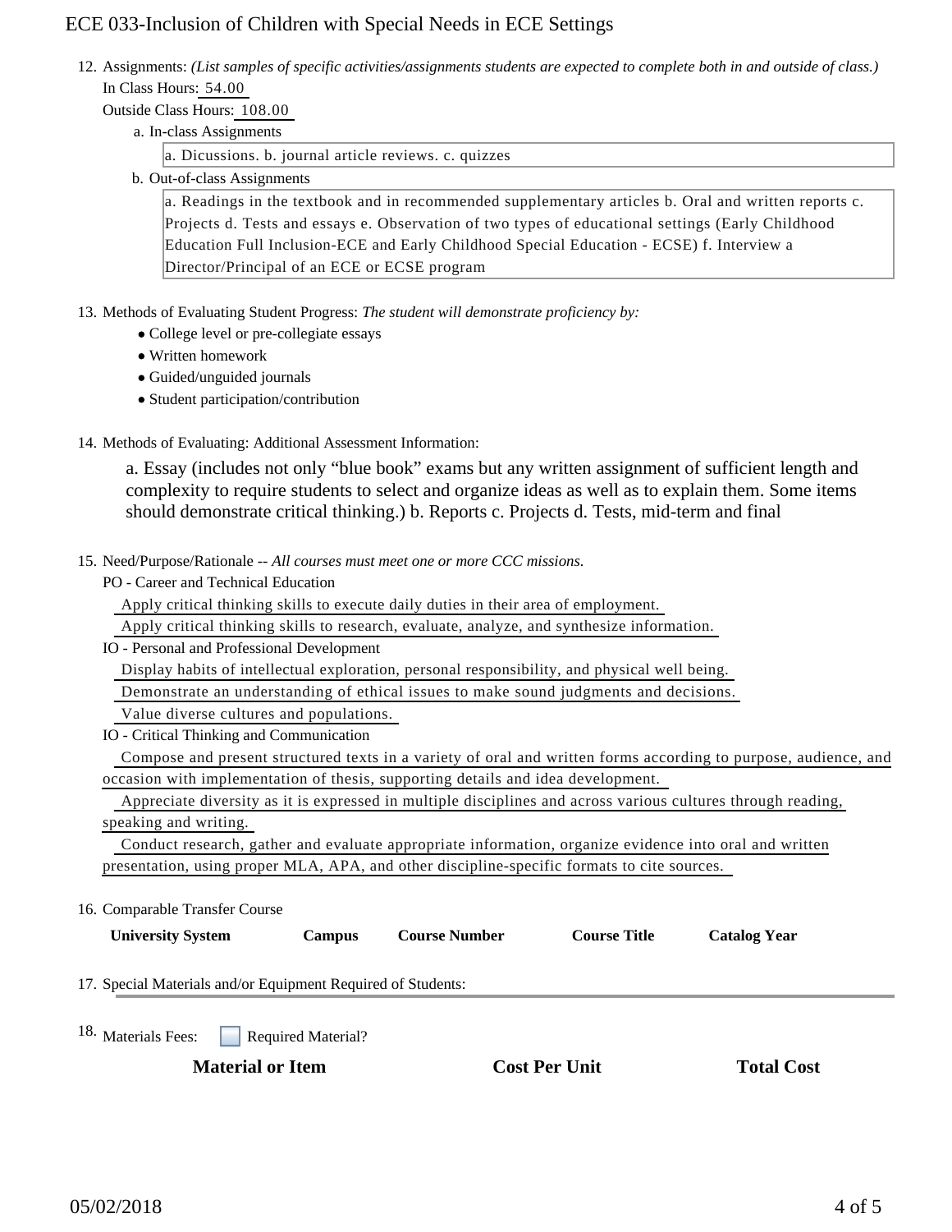12. Assignments: *(List samples of specific activities/assignments students are expected to complete both in and outside of class.)*
    In Class Hours: 54.00
    Outside Class Hours: 108.00
    a. In-class Assignments

    a. Dicussions. b. journal article reviews. c. quizzes

    b. Out-of-class Assignments

    a. Readings in the textbook and in recommended supplementary articles b. Oral and written reports c. Projects d. Tests and essays e. Observation of two types of educational settings (Early Childhood Education Full Inclusion-ECE and Early Childhood Special Education - ECSE) f. Interview a Director/Principal of an ECE or ECSE program

13. Methods of Evaluating Student Progress: *The student will demonstrate proficiency by:*
    - College level or pre-collegiate essays
    - Written homework
    - Guided/unguided journals
    - Student participation/contribution

14. Methods of Evaluating: Additional Assessment Information:

    a. Essay (includes not only "blue book" exams but any written assignment of sufficient length and complexity to require students to select and organize ideas as well as to explain them. Some items should demonstrate critical thinking.) b. Reports c. Projects d. Tests, mid-term and final

15. Need/Purpose/Rationale -- *All courses must meet one or more CCC missions.*

    PO - Career and Technical Education

    Apply critical thinking skills to execute daily duties in their area of employment.

    Apply critical thinking skills to research, evaluate, analyze, and synthesize information.

    IO - Personal and Professional Development

    Display habits of intellectual exploration, personal responsibility, and physical well being.

    Demonstrate an understanding of ethical issues to make sound judgments and decisions.

    Value diverse cultures and populations.

    IO - Critical Thinking and Communication

    Compose and present structured texts in a variety of oral and written forms according to purpose, audience, and occasion with implementation of thesis, supporting details and idea development.

    Appreciate diversity as it is expressed in multiple disciplines and across various cultures through reading, speaking and writing.

    Conduct research, gather and evaluate appropriate information, organize evidence into oral and written presentation, using proper MLA, APA, and other discipline-specific formats to cite sources.

16. Comparable Transfer Course

| University System | Campus | Course Number | Course Title | Catalog Year |
|---|---|---|---|---|

17. Special Materials and/or Equipment Required of Students:

18. Materials Fees: ☐ Required Material?

| Material or Item | Cost Per Unit | Total Cost |
|---|---|---|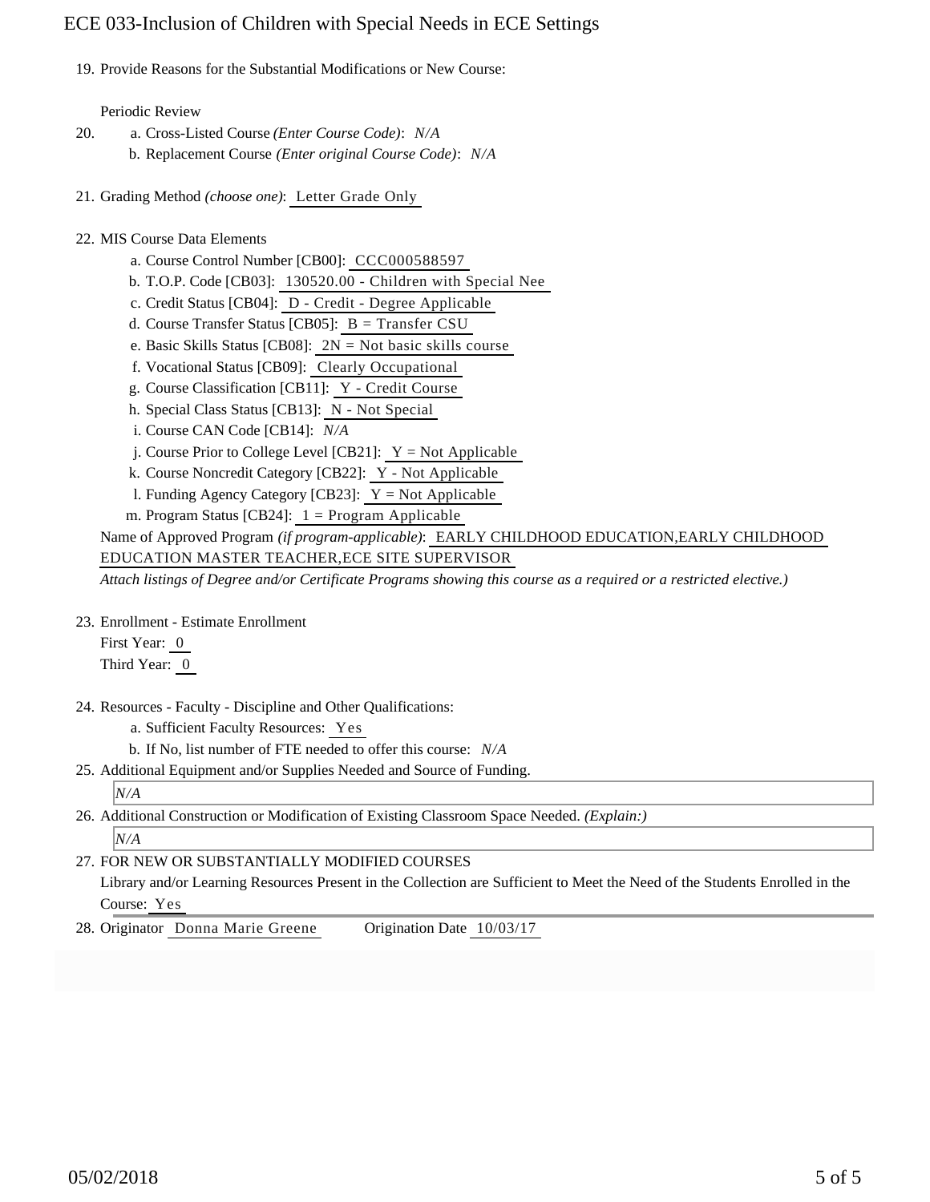19. Provide Reasons for the Substantial Modifications or New Course:

    Periodic Review

20. a. Cross-Listed Course *(Enter Course Code)*: *N/A*
    b. Replacement Course *(Enter original Course Code)*: *N/A*

21. Grading Method *(choose one)*: Letter Grade Only

22. MIS Course Data Elements
    a. Course Control Number [CB00]: CCC000588597
    b. T.O.P. Code [CB03]: 130520.00 - Children with Special Nee
    c. Credit Status [CB04]: D - Credit - Degree Applicable
    d. Course Transfer Status [CB05]: B = Transfer CSU
    e. Basic Skills Status [CB08]: 2N = Not basic skills course
    f. Vocational Status [CB09]: Clearly Occupational
    g. Course Classification [CB11]: Y - Credit Course
    h. Special Class Status [CB13]: N - Not Special
    i. Course CAN Code [CB14]: *N/A*
    j. Course Prior to College Level [CB21]: Y = Not Applicable
    k. Course Noncredit Category [CB22]: Y - Not Applicable
    l. Funding Agency Category [CB23]: Y = Not Applicable
    m. Program Status [CB24]: 1 = Program Applicable

    Name of Approved Program *(if program-applicable)*: EARLY CHILDHOOD EDUCATION,EARLY CHILDHOOD EDUCATION MASTER TEACHER,ECE SITE SUPERVISOR

    *Attach listings of Degree and/or Certificate Programs showing this course as a required or a restricted elective.)*

23. Enrollment - Estimate Enrollment
    First Year: 0
    Third Year: 0

24. Resources - Faculty - Discipline and Other Qualifications:
    a. Sufficient Faculty Resources: Yes
    b. If No, list number of FTE needed to offer this course: *N/A*

25. Additional Equipment and/or Supplies Needed and Source of Funding.

    *N/A*

26. Additional Construction or Modification of Existing Classroom Space Needed. *(Explain:)*

    *N/A*

27. FOR NEW OR SUBSTANTIALLY MODIFIED COURSES
    Library and/or Learning Resources Present in the Collection are Sufficient to Meet the Need of the Students Enrolled in the Course: Yes

28. Originator Donna Marie Greene Origination Date 10/03/17